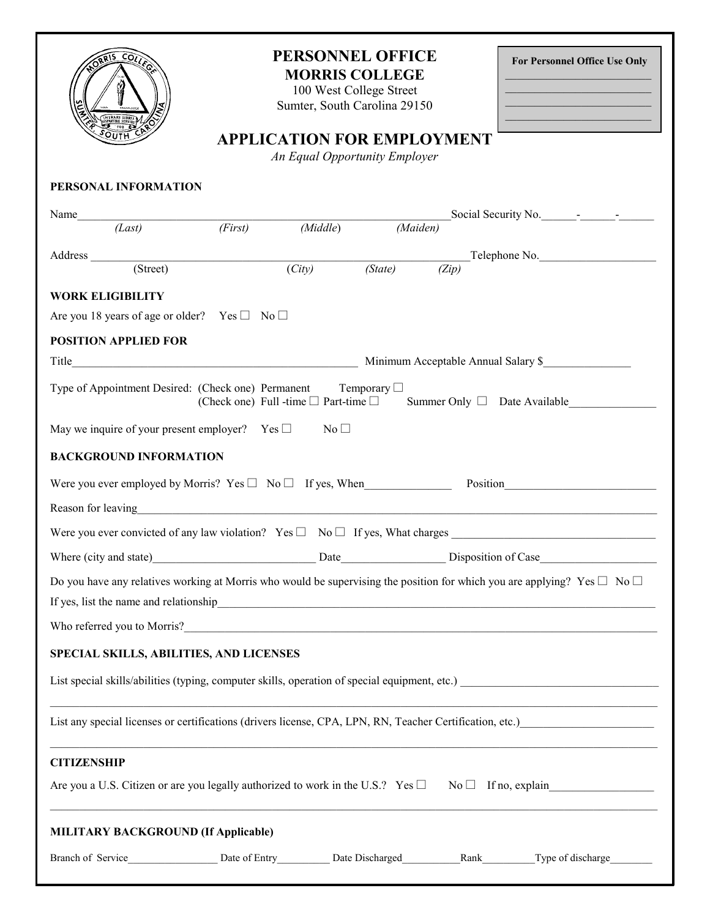# PERSONNEL OFFICE
## MORRIS COLLEGE

100 West College Street
Sumter, South Carolina 29150

**For Personnel Office Use Only**

______________________
______________________
______________________
______________________

## APPLICATION FOR EMPLOYMENT

*An Equal Opportunity Employer*

### PERSONAL INFORMATION

Name______________________________________________________________ Social Security No.______-______-______
*(Last)* *(First)* *(Middle)* *(Maiden)*

Address ____________________________________________________________ Telephone No.____________________
(Street) *(City)* *(State)* *(Zip)*

### WORK ELIGIBILITY

Are you 18 years of age or older? Yes ☐ No ☐

### POSITION APPLIED FOR

Title_________________________________________________ Minimum Acceptable Annual Salary $_______________

Type of Appointment Desired: (Check one) Permanent Temporary ☐
(Check one) Full -time ☐ Part-time ☐ Summer Only ☐ Date Available_______________

May we inquire of your present employer? Yes ☐ No ☐

### BACKGROUND INFORMATION

Were you ever employed by Morris? Yes ☐ No ☐ If yes, When_______________ Position__________________________

Reason for leaving_____________________________________________________________________________________

Were you ever convicted of any law violation? Yes ☐ No ☐ If yes, What charges ___________________________________

Where (city and state)____________________________ Date_________________ Disposition of Case____________________

Do you have any relatives working at Morris who would be supervising the position for which you are applying? Yes ☐ No ☐

If yes, list the name and relationship_______________________________________________________________________

Who referred you to Morris?____________________________________________________________________________

### SPECIAL SKILLS, ABILITIES, AND LICENSES

List special skills/abilities (typing, computer skills, operation of special equipment, etc.) __________________________________

_____________________________________________________________________________________________________

List any special licenses or certifications (drivers license, CPA, LPN, RN, Teacher Certification, etc.)______________________

_____________________________________________________________________________________________________

### CITIZENSHIP

Are you a U.S. Citizen or are you legally authorized to work in the U.S.? Yes ☐ No ☐ If no, explain__________________

_____________________________________________________________________________________________________

### MILITARY BACKGROUND (If Applicable)

Branch of Service_________________ Date of Entry__________ Date Discharged___________Rank__________Type of discharge________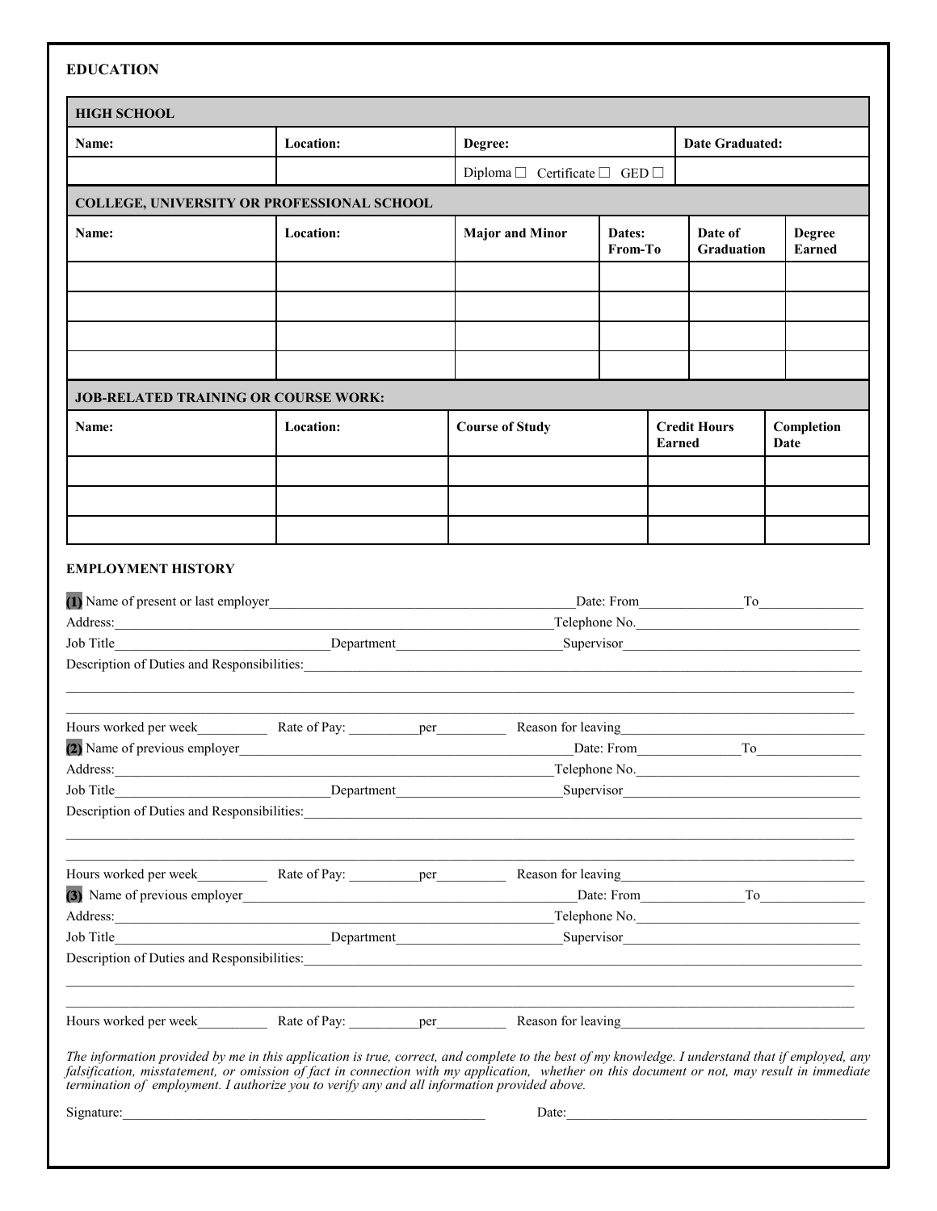## EDUCATION

| HIGH SCHOOL | | | |
|---|---|---|---|
| **Name:** | **Location:** | **Degree:** | **Date Graduated:** |
| | | Diploma ☐ Certificate ☐ GED ☐ | |

| COLLEGE, UNIVERSITY OR PROFESSIONAL SCHOOL | | | | | |
|---|---|---|---|---|---|
| **Name:** | **Location:** | **Major and Minor** | **Dates: From-To** | **Date of Graduation** | **Degree Earned** |
| | | | | | |
| | | | | | |
| | | | | | |
| | | | | | |

| JOB-RELATED TRAINING OR COURSE WORK: | | | | |
|---|---|---|---|---|
| **Name:** | **Location:** | **Course of Study** | **Credit Hours Earned** | **Completion Date** |
| | | | | |
| | | | | |
| | | | | |

## EMPLOYMENT HISTORY

**(1)** Name of present or last employer_______________ Date: From_______ To_______

Address:_______________ Telephone No._______________

Job Title_______________ Department_______________ Supervisor_______________

Description of Duties and Responsibilities:_______________

_______________

_______________

Hours worked per week_______ Rate of Pay: _______ per_______ Reason for leaving_______________

**(2)** Name of previous employer_______________ Date: From_______ To_______

Address:_______________ Telephone No._______________

Job Title_______________ Department_______________ Supervisor_______________

Description of Duties and Responsibilities:_______________

_______________

_______________

Hours worked per week_______ Rate of Pay: _______ per_______ Reason for leaving_______________

**(3)** Name of previous employer_______________ Date: From_______ To_______

Address:_______________ Telephone No._______________

Job Title_______________ Department_______________ Supervisor_______________

Description of Duties and Responsibilities:_______________

_______________

_______________

Hours worked per week_______ Rate of Pay: _______ per_______ Reason for leaving_______________

*The information provided by me in this application is true, correct, and complete to the best of my knowledge. I understand that if employed, any falsification, misstatement, or omission of fact in connection with my application, whether on this document or not, may result in immediate termination of employment. I authorize you to verify any and all information provided above.*

Signature:_______________ Date:_______________